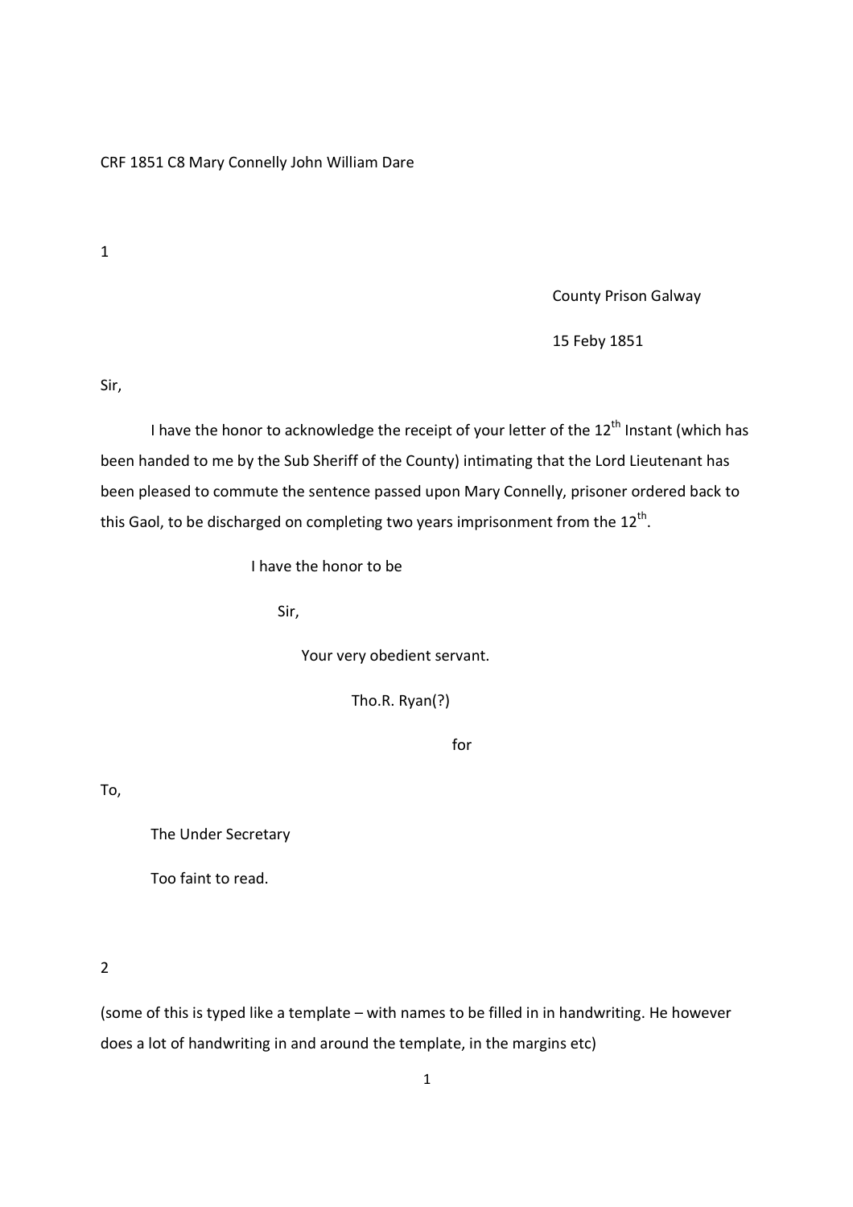CRF 1851 C8 Mary Connelly John William Dare

1

County Prison Galway

15 Feby 1851

Sir,

I have the honor to acknowledge the receipt of your letter of the 12th Instant (which has been handed to me by the Sub Sheriff of the County) intimating that the Lord Lieutenant has been pleased to commute the sentence passed upon Mary Connelly, prisoner ordered back to this Gaol, to be discharged on completing two years imprisonment from the 12th.

I have the honor to be

Sir,

Your very obedient servant.

Tho.R. Ryan(?)

for

To,

The Under Secretary

Too faint to read.

2

(some of this is typed like a template – with names to be filled in in handwriting. He however does a lot of handwriting in and around the template, in the margins etc)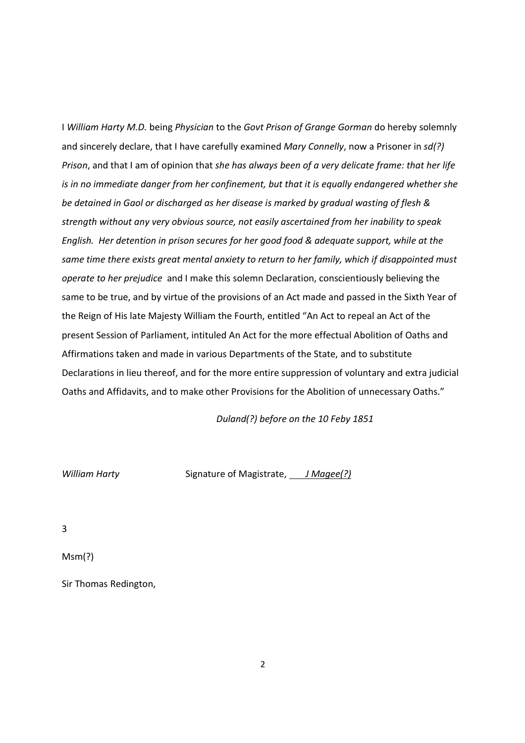I *William Harty M.D.* being *Physician* to the *Govt Prison of Grange Gorman* do hereby solemnly and sincerely declare, that I have carefully examined *Mary Connelly*, now a Prisoner in *sd(?) Prison*, and that I am of opinion that *she has always been of a very delicate frame: that her life is in no immediate danger from her confinement, but that it is equally endangered whether she be detained in Gaol or discharged as her disease is marked by gradual wasting of flesh & strength without any very obvious source, not easily ascertained from her inability to speak English. Her detention in prison secures for her good food & adequate support, while at the same time there exists great mental anxiety to return to her family, which if disappointed must operate to her prejudice* and I make this solemn Declaration, conscientiously believing the same to be true, and by virtue of the provisions of an Act made and passed in the Sixth Year of the Reign of His late Majesty William the Fourth, entitled "An Act to repeal an Act of the present Session of Parliament, intituled An Act for the more effectual Abolition of Oaths and Affirmations taken and made in various Departments of the State, and to substitute Declarations in lieu thereof, and for the more entire suppression of voluntary and extra judicial Oaths and Affidavits, and to make other Provisions for the Abolition of unnecessary Oaths."

*Duland(?) before on the 10 Feby 1851*

*William Harty* Signature of Magistrate, *J Magee(?)*

3

Msm(?)

Sir Thomas Redington,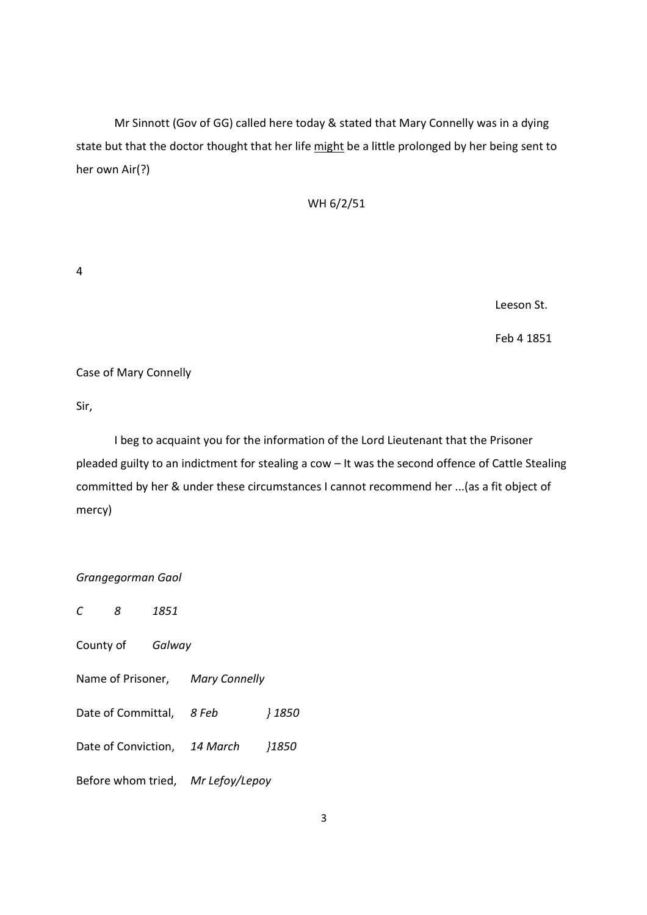Mr Sinnott (Gov of GG) called here today & stated that Mary Connelly was in a dying state but that the doctor thought that her life <u>might</u> be a little prolonged by her being sent to her own Air(?)

WH 6/2/51

4

Leeson St.

Feb 4 1851

Case of Mary Connelly

Sir,

I beg to acquaint you for the information of the Lord Lieutenant that the Prisoner pleaded guilty to an indictment for stealing a cow – It was the second offence of Cattle Stealing committed by her & under these circumstances I cannot recommend her ...(as a fit object of mercy)

*Grangegorman Gaol*

*C* *8* *1851*

County of *Galway*

Name of Prisoner, *Mary Connelly*

Date of Committal, *8 Feb* *} 1850*

Date of Conviction, *14 March* *}1850*

Before whom tried, *Mr Lefoy/Lepoy*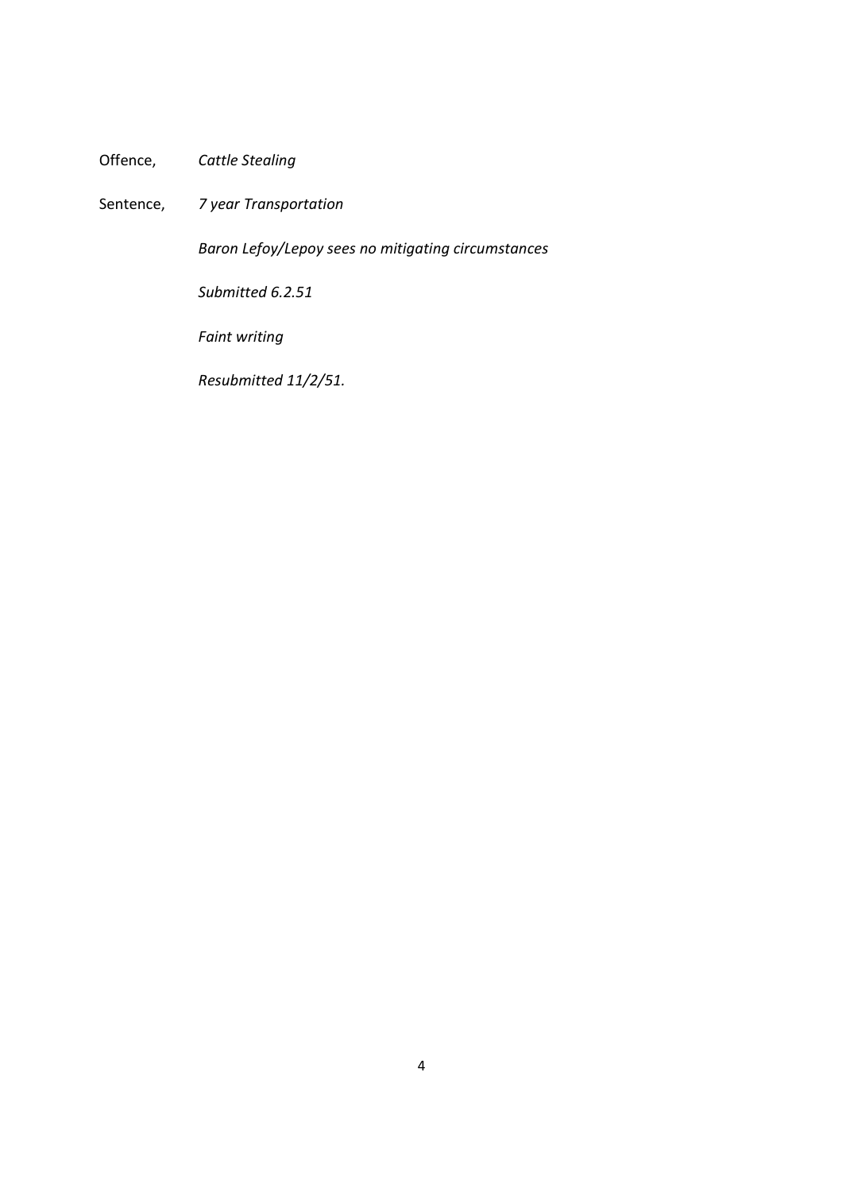Offence, *Cattle Stealing*

Sentence, *7 year Transportation*

*Baron Lefoy/Lepoy sees no mitigating circumstances*

*Submitted 6.2.51*

*Faint writing*

*Resubmitted 11/2/51.*